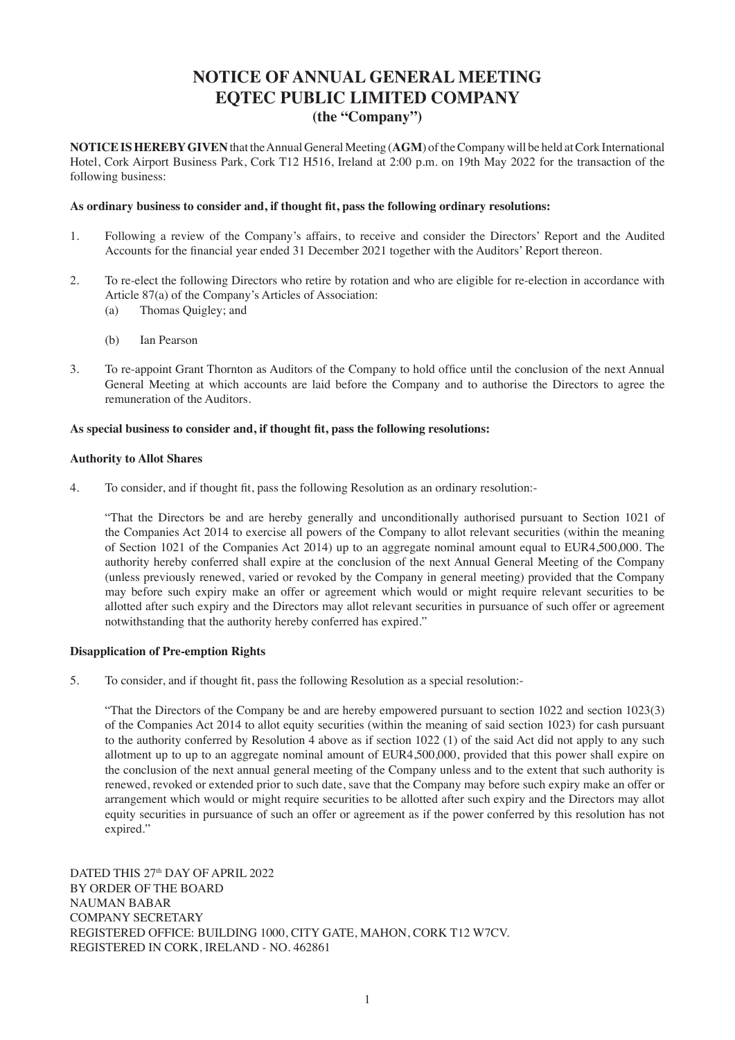# NOTICE OF ANNUAL GENERAL MEETING
# EQTEC PUBLIC LIMITED COMPANY
## (the "Company")

**NOTICE IS HEREBY GIVEN** that the Annual General Meeting (**AGM**) of the Company will be held at Cork International Hotel, Cork Airport Business Park, Cork T12 H516, Ireland at 2:00 p.m. on 19th May 2022 for the transaction of the following business:

**As ordinary business to consider and, if thought fit, pass the following ordinary resolutions:**

1. Following a review of the Company's affairs, to receive and consider the Directors' Report and the Audited Accounts for the financial year ended 31 December 2021 together with the Auditors' Report thereon.

2. To re-elect the following Directors who retire by rotation and who are eligible for re-election in accordance with Article 87(a) of the Company's Articles of Association:
   (a) Thomas Quigley; and

   (b) Ian Pearson

3. To re-appoint Grant Thornton as Auditors of the Company to hold office until the conclusion of the next Annual General Meeting at which accounts are laid before the Company and to authorise the Directors to agree the remuneration of the Auditors.

**As special business to consider and, if thought fit, pass the following resolutions:**

**Authority to Allot Shares**

4. To consider, and if thought fit, pass the following Resolution as an ordinary resolution:-

   "That the Directors be and are hereby generally and unconditionally authorised pursuant to Section 1021 of the Companies Act 2014 to exercise all powers of the Company to allot relevant securities (within the meaning of Section 1021 of the Companies Act 2014) up to an aggregate nominal amount equal to EUR4,500,000. The authority hereby conferred shall expire at the conclusion of the next Annual General Meeting of the Company (unless previously renewed, varied or revoked by the Company in general meeting) provided that the Company may before such expiry make an offer or agreement which would or might require relevant securities to be allotted after such expiry and the Directors may allot relevant securities in pursuance of such offer or agreement notwithstanding that the authority hereby conferred has expired."

**Disapplication of Pre-emption Rights**

5. To consider, and if thought fit, pass the following Resolution as a special resolution:-

   "That the Directors of the Company be and are hereby empowered pursuant to section 1022 and section 1023(3) of the Companies Act 2014 to allot equity securities (within the meaning of said section 1023) for cash pursuant to the authority conferred by Resolution 4 above as if section 1022 (1) of the said Act did not apply to any such allotment up to up to an aggregate nominal amount of EUR4,500,000, provided that this power shall expire on the conclusion of the next annual general meeting of the Company unless and to the extent that such authority is renewed, revoked or extended prior to such date, save that the Company may before such expiry make an offer or arrangement which would or might require securities to be allotted after such expiry and the Directors may allot equity securities in pursuance of such an offer or agreement as if the power conferred by this resolution has not expired."

DATED THIS 27th DAY OF APRIL 2022
BY ORDER OF THE BOARD
NAUMAN BABAR
COMPANY SECRETARY
REGISTERED OFFICE: BUILDING 1000, CITY GATE, MAHON, CORK T12 W7CV.
REGISTERED IN CORK, IRELAND - NO. 462861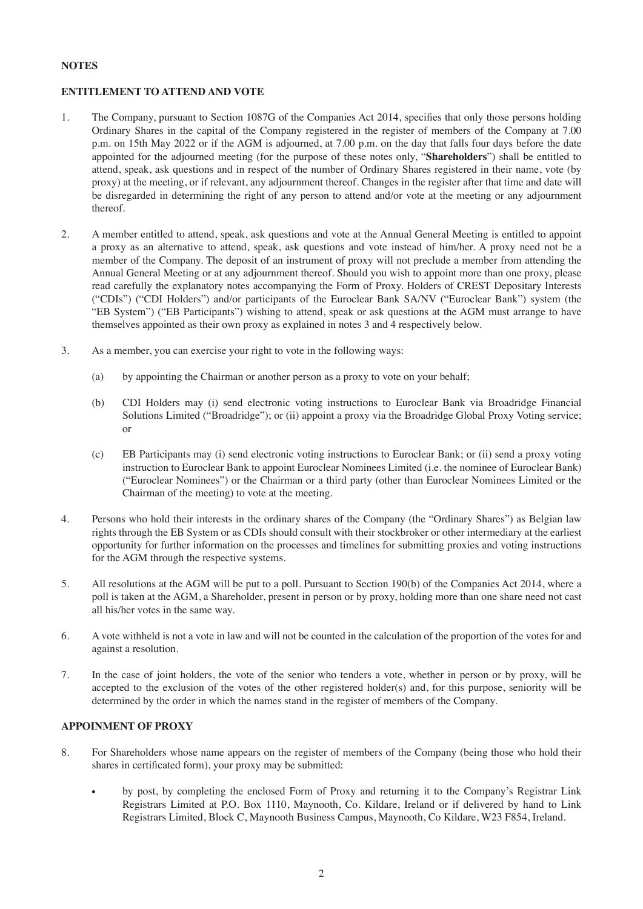**NOTES**

**ENTITLEMENT TO ATTEND AND VOTE**

1. The Company, pursuant to Section 1087G of the Companies Act 2014, specifies that only those persons holding Ordinary Shares in the capital of the Company registered in the register of members of the Company at 7.00 p.m. on 15th May 2022 or if the AGM is adjourned, at 7.00 p.m. on the day that falls four days before the date appointed for the adjourned meeting (for the purpose of these notes only, "**Shareholders**") shall be entitled to attend, speak, ask questions and in respect of the number of Ordinary Shares registered in their name, vote (by proxy) at the meeting, or if relevant, any adjournment thereof. Changes in the register after that time and date will be disregarded in determining the right of any person to attend and/or vote at the meeting or any adjournment thereof.

2. A member entitled to attend, speak, ask questions and vote at the Annual General Meeting is entitled to appoint a proxy as an alternative to attend, speak, ask questions and vote instead of him/her. A proxy need not be a member of the Company. The deposit of an instrument of proxy will not preclude a member from attending the Annual General Meeting or at any adjournment thereof. Should you wish to appoint more than one proxy, please read carefully the explanatory notes accompanying the Form of Proxy. Holders of CREST Depositary Interests ("CDIs") ("CDI Holders") and/or participants of the Euroclear Bank SA/NV ("Euroclear Bank") system (the "EB System") ("EB Participants") wishing to attend, speak or ask questions at the AGM must arrange to have themselves appointed as their own proxy as explained in notes 3 and 4 respectively below.

3. As a member, you can exercise your right to vote in the following ways:

   (a) by appointing the Chairman or another person as a proxy to vote on your behalf;

   (b) CDI Holders may (i) send electronic voting instructions to Euroclear Bank via Broadridge Financial Solutions Limited ("Broadridge"); or (ii) appoint a proxy via the Broadridge Global Proxy Voting service; or

   (c) EB Participants may (i) send electronic voting instructions to Euroclear Bank; or (ii) send a proxy voting instruction to Euroclear Bank to appoint Euroclear Nominees Limited (i.e. the nominee of Euroclear Bank) ("Euroclear Nominees") or the Chairman or a third party (other than Euroclear Nominees Limited or the Chairman of the meeting) to vote at the meeting.

4. Persons who hold their interests in the ordinary shares of the Company (the "Ordinary Shares") as Belgian law rights through the EB System or as CDIs should consult with their stockbroker or other intermediary at the earliest opportunity for further information on the processes and timelines for submitting proxies and voting instructions for the AGM through the respective systems.

5. All resolutions at the AGM will be put to a poll. Pursuant to Section 190(b) of the Companies Act 2014, where a poll is taken at the AGM, a Shareholder, present in person or by proxy, holding more than one share need not cast all his/her votes in the same way.

6. A vote withheld is not a vote in law and will not be counted in the calculation of the proportion of the votes for and against a resolution.

7. In the case of joint holders, the vote of the senior who tenders a vote, whether in person or by proxy, will be accepted to the exclusion of the votes of the other registered holder(s) and, for this purpose, seniority will be determined by the order in which the names stand in the register of members of the Company.

**APPOINMENT OF PROXY**

8. For Shareholders whose name appears on the register of members of the Company (being those who hold their shares in certificated form), your proxy may be submitted:

   - by post, by completing the enclosed Form of Proxy and returning it to the Company's Registrar Link Registrars Limited at P.O. Box 1110, Maynooth, Co. Kildare, Ireland or if delivered by hand to Link Registrars Limited, Block C, Maynooth Business Campus, Maynooth, Co Kildare, W23 F854, Ireland.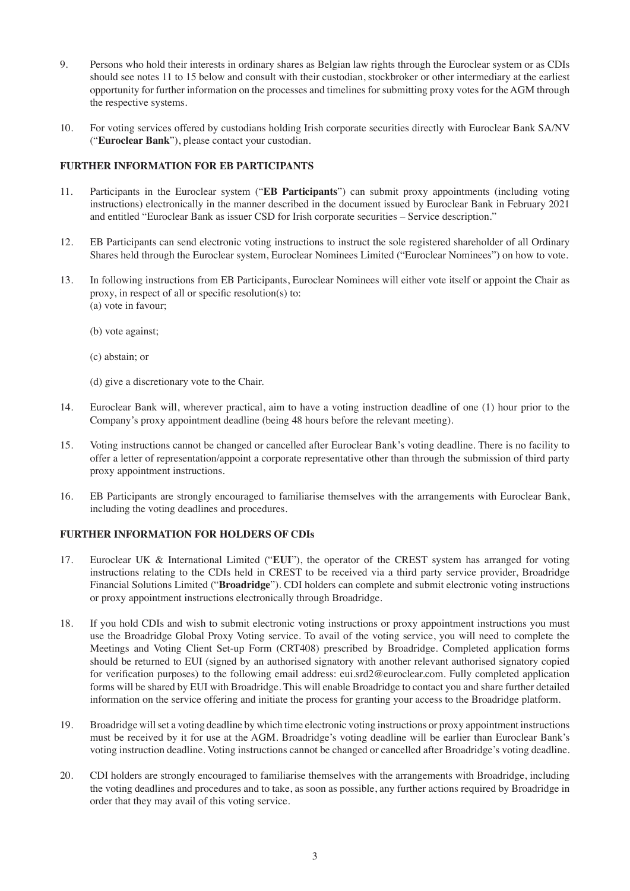9. Persons who hold their interests in ordinary shares as Belgian law rights through the Euroclear system or as CDIs should see notes 11 to 15 below and consult with their custodian, stockbroker or other intermediary at the earliest opportunity for further information on the processes and timelines for submitting proxy votes for the AGM through the respective systems.

10. For voting services offered by custodians holding Irish corporate securities directly with Euroclear Bank SA/NV ("**Euroclear Bank**"), please contact your custodian.

**FURTHER INFORMATION FOR EB PARTICIPANTS**

11. Participants in the Euroclear system ("**EB Participants**") can submit proxy appointments (including voting instructions) electronically in the manner described in the document issued by Euroclear Bank in February 2021 and entitled "Euroclear Bank as issuer CSD for Irish corporate securities – Service description."

12. EB Participants can send electronic voting instructions to instruct the sole registered shareholder of all Ordinary Shares held through the Euroclear system, Euroclear Nominees Limited ("Euroclear Nominees") on how to vote.

13. In following instructions from EB Participants, Euroclear Nominees will either vote itself or appoint the Chair as proxy, in respect of all or specific resolution(s) to:
    (a) vote in favour;

    (b) vote against;

    (c) abstain; or

    (d) give a discretionary vote to the Chair.

14. Euroclear Bank will, wherever practical, aim to have a voting instruction deadline of one (1) hour prior to the Company's proxy appointment deadline (being 48 hours before the relevant meeting).

15. Voting instructions cannot be changed or cancelled after Euroclear Bank's voting deadline. There is no facility to offer a letter of representation/appoint a corporate representative other than through the submission of third party proxy appointment instructions.

16. EB Participants are strongly encouraged to familiarise themselves with the arrangements with Euroclear Bank, including the voting deadlines and procedures.

**FURTHER INFORMATION FOR HOLDERS OF CDIs**

17. Euroclear UK & International Limited ("**EUI**"), the operator of the CREST system has arranged for voting instructions relating to the CDIs held in CREST to be received via a third party service provider, Broadridge Financial Solutions Limited ("**Broadridge**"). CDI holders can complete and submit electronic voting instructions or proxy appointment instructions electronically through Broadridge.

18. If you hold CDIs and wish to submit electronic voting instructions or proxy appointment instructions you must use the Broadridge Global Proxy Voting service. To avail of the voting service, you will need to complete the Meetings and Voting Client Set-up Form (CRT408) prescribed by Broadridge. Completed application forms should be returned to EUI (signed by an authorised signatory with another relevant authorised signatory copied for verification purposes) to the following email address: eui.srd2@euroclear.com. Fully completed application forms will be shared by EUI with Broadridge. This will enable Broadridge to contact you and share further detailed information on the service offering and initiate the process for granting your access to the Broadridge platform.

19. Broadridge will set a voting deadline by which time electronic voting instructions or proxy appointment instructions must be received by it for use at the AGM. Broadridge's voting deadline will be earlier than Euroclear Bank's voting instruction deadline. Voting instructions cannot be changed or cancelled after Broadridge's voting deadline.

20. CDI holders are strongly encouraged to familiarise themselves with the arrangements with Broadridge, including the voting deadlines and procedures and to take, as soon as possible, any further actions required by Broadridge in order that they may avail of this voting service.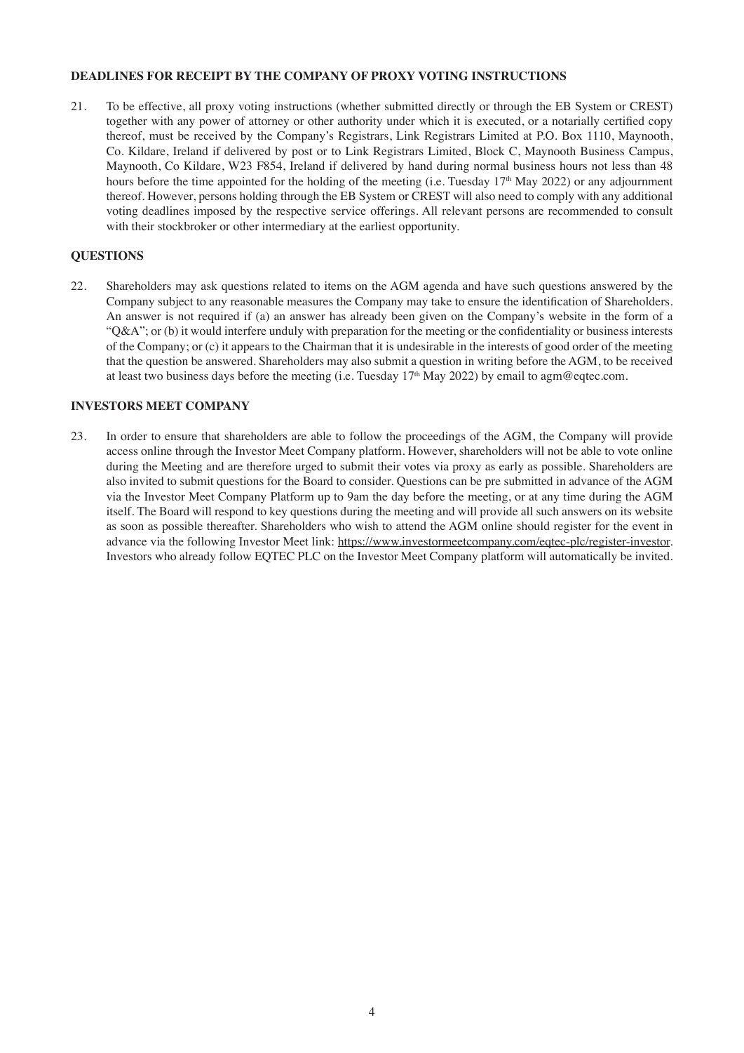## DEADLINES FOR RECEIPT BY THE COMPANY OF PROXY VOTING INSTRUCTIONS

21. To be effective, all proxy voting instructions (whether submitted directly or through the EB System or CREST) together with any power of attorney or other authority under which it is executed, or a notarially certified copy thereof, must be received by the Company's Registrars, Link Registrars Limited at P.O. Box 1110, Maynooth, Co. Kildare, Ireland if delivered by post or to Link Registrars Limited, Block C, Maynooth Business Campus, Maynooth, Co Kildare, W23 F854, Ireland if delivered by hand during normal business hours not less than 48 hours before the time appointed for the holding of the meeting (i.e. Tuesday 17th May 2022) or any adjournment thereof. However, persons holding through the EB System or CREST will also need to comply with any additional voting deadlines imposed by the respective service offerings. All relevant persons are recommended to consult with their stockbroker or other intermediary at the earliest opportunity.

## QUESTIONS

22. Shareholders may ask questions related to items on the AGM agenda and have such questions answered by the Company subject to any reasonable measures the Company may take to ensure the identification of Shareholders. An answer is not required if (a) an answer has already been given on the Company's website in the form of a "Q&A"; or (b) it would interfere unduly with preparation for the meeting or the confidentiality or business interests of the Company; or (c) it appears to the Chairman that it is undesirable in the interests of good order of the meeting that the question be answered. Shareholders may also submit a question in writing before the AGM, to be received at least two business days before the meeting (i.e. Tuesday 17th May 2022) by email to agm@eqtec.com.

## INVESTORS MEET COMPANY

23. In order to ensure that shareholders are able to follow the proceedings of the AGM, the Company will provide access online through the Investor Meet Company platform. However, shareholders will not be able to vote online during the Meeting and are therefore urged to submit their votes via proxy as early as possible. Shareholders are also invited to submit questions for the Board to consider. Questions can be pre submitted in advance of the AGM via the Investor Meet Company Platform up to 9am the day before the meeting, or at any time during the AGM itself. The Board will respond to key questions during the meeting and will provide all such answers on its website as soon as possible thereafter. Shareholders who wish to attend the AGM online should register for the event in advance via the following Investor Meet link: https://www.investormeetcompany.com/eqtec-plc/register-investor. Investors who already follow EQTEC PLC on the Investor Meet Company platform will automatically be invited.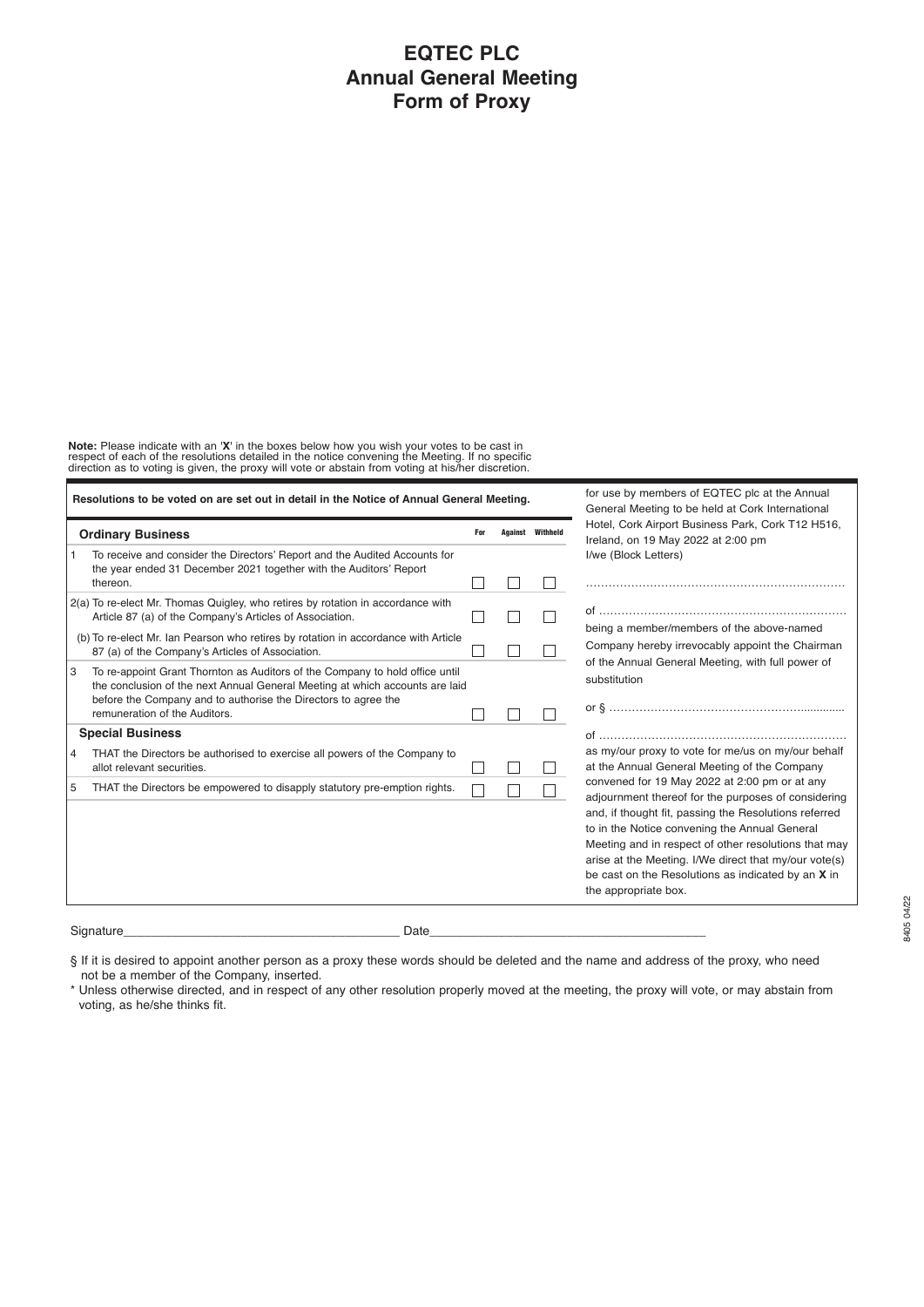# EQTEC PLC
# Annual General Meeting
# Form of Proxy

**Note:** Please indicate with an '**X**' in the boxes below how you wish your votes to be cast in respect of each of the resolutions detailed in the notice convening the Meeting. If no specific direction as to voting is given, the proxy will vote or abstain from voting at his/her discretion.

**Resolutions to be voted on are set out in detail in the Notice of Annual General Meeting.**

| | **Ordinary Business** | For | Against | Withheld |
|---|---|---|---|---|
| 1 | To receive and consider the Directors' Report and the Audited Accounts for the year ended 31 December 2021 together with the Auditors' Report thereon. | ☐ | ☐ | ☐ |
| 2(a) | To re-elect Mr. Thomas Quigley, who retires by rotation in accordance with Article 87 (a) of the Company's Articles of Association. | ☐ | ☐ | ☐ |
| (b) | To re-elect Mr. Ian Pearson who retires by rotation in accordance with Article 87 (a) of the Company's Articles of Association. | ☐ | ☐ | ☐ |
| 3 | To re-appoint Grant Thornton as Auditors of the Company to hold office until the conclusion of the next Annual General Meeting at which accounts are laid before the Company and to authorise the Directors to agree the remuneration of the Auditors. | ☐ | ☐ | ☐ |
| | **Special Business** | | | |
| 4 | THAT the Directors be authorised to exercise all powers of the Company to allot relevant securities. | ☐ | ☐ | ☐ |
| 5 | THAT the Directors be empowered to disapply statutory pre-emption rights. | ☐ | ☐ | ☐ |

for use by members of EQTEC plc at the Annual General Meeting to be held at Cork International Hotel, Cork Airport Business Park, Cork T12 H516, Ireland, on 19 May 2022 at 2:00 pm

I/we (Block Letters)

……………………………………………………………

of …………………………………………………………

being a member/members of the above-named Company hereby irrevocably appoint the Chairman of the Annual General Meeting, with full power of substitution

or § ……………………………………………..............

of …………………………………………………………

as my/our proxy to vote for me/us on my/our behalf at the Annual General Meeting of the Company convened for 19 May 2022 at 2:00 pm or at any adjournment thereof for the purposes of considering and, if thought fit, passing the Resolutions referred to in the Notice convening the Annual General Meeting and in respect of other resolutions that may arise at the Meeting. I/We direct that my/our vote(s) be cast on the Resolutions as indicated by an **X** in the appropriate box.

Signature________________________________________ Date________________________________________

§ If it is desired to appoint another person as a proxy these words should be deleted and the name and address of the proxy, who need not be a member of the Company, inserted.

* Unless otherwise directed, and in respect of any other resolution properly moved at the meeting, the proxy will vote, or may abstain from voting, as he/she thinks fit.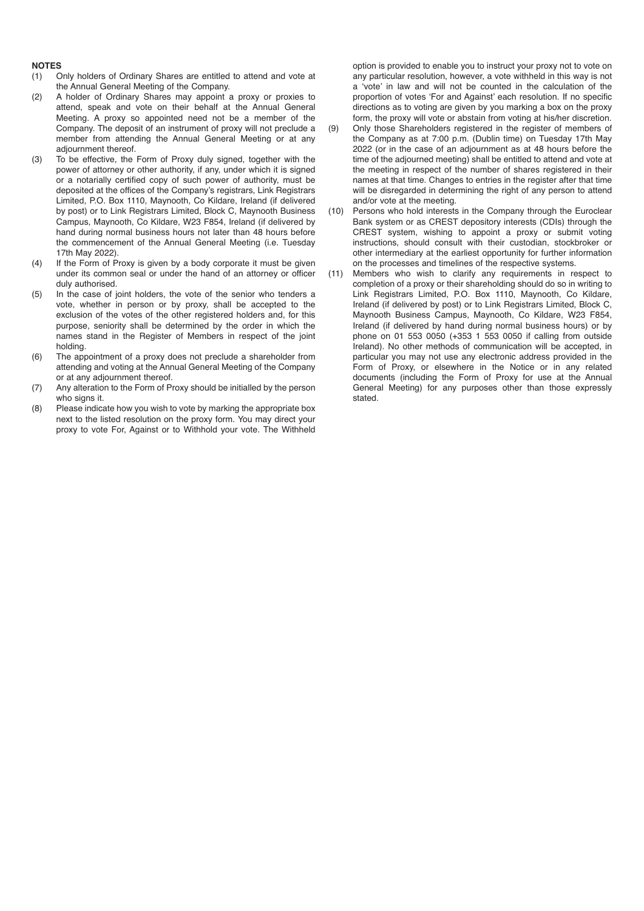**NOTES**

(1) Only holders of Ordinary Shares are entitled to attend and vote at the Annual General Meeting of the Company.

(2) A holder of Ordinary Shares may appoint a proxy or proxies to attend, speak and vote on their behalf at the Annual General Meeting. A proxy so appointed need not be a member of the Company. The deposit of an instrument of proxy will not preclude a member from attending the Annual General Meeting or at any adjournment thereof.

(3) To be effective, the Form of Proxy duly signed, together with the power of attorney or other authority, if any, under which it is signed or a notarially certified copy of such power of authority, must be deposited at the offices of the Company's registrars, Link Registrars Limited, P.O. Box 1110, Maynooth, Co Kildare, Ireland (if delivered by post) or to Link Registrars Limited, Block C, Maynooth Business Campus, Maynooth, Co Kildare, W23 F854, Ireland (if delivered by hand during normal business hours not later than 48 hours before the commencement of the Annual General Meeting (i.e. Tuesday 17th May 2022).

(4) If the Form of Proxy is given by a body corporate it must be given under its common seal or under the hand of an attorney or officer duly authorised.

(5) In the case of joint holders, the vote of the senior who tenders a vote, whether in person or by proxy, shall be accepted to the exclusion of the votes of the other registered holders and, for this purpose, seniority shall be determined by the order in which the names stand in the Register of Members in respect of the joint holding.

(6) The appointment of a proxy does not preclude a shareholder from attending and voting at the Annual General Meeting of the Company or at any adjournment thereof.

(7) Any alteration to the Form of Proxy should be initialled by the person who signs it.

(8) Please indicate how you wish to vote by marking the appropriate box next to the listed resolution on the proxy form. You may direct your proxy to vote For, Against or to Withhold your vote. The Withheld option is provided to enable you to instruct your proxy not to vote on any particular resolution, however, a vote withheld in this way is not a 'vote' in law and will not be counted in the calculation of the proportion of votes 'For and Against' each resolution. If no specific directions as to voting are given by you marking a box on the proxy form, the proxy will vote or abstain from voting at his/her discretion.

(9) Only those Shareholders registered in the register of members of the Company as at 7:00 p.m. (Dublin time) on Tuesday 17th May 2022 (or in the case of an adjournment as at 48 hours before the time of the adjourned meeting) shall be entitled to attend and vote at the meeting in respect of the number of shares registered in their names at that time. Changes to entries in the register after that time will be disregarded in determining the right of any person to attend and/or vote at the meeting.

(10) Persons who hold interests in the Company through the Euroclear Bank system or as CREST depository interests (CDIs) through the CREST system, wishing to appoint a proxy or submit voting instructions, should consult with their custodian, stockbroker or other intermediary at the earliest opportunity for further information on the processes and timelines of the respective systems.

(11) Members who wish to clarify any requirements in respect to completion of a proxy or their shareholding should do so in writing to Link Registrars Limited, P.O. Box 1110, Maynooth, Co Kildare, Ireland (if delivered by post) or to Link Registrars Limited, Block C, Maynooth Business Campus, Maynooth, Co Kildare, W23 F854, Ireland (if delivered by hand during normal business hours) or by phone on 01 553 0050 (+353 1 553 0050 if calling from outside Ireland). No other methods of communication will be accepted, in particular you may not use any electronic address provided in the Form of Proxy, or elsewhere in the Notice or in any related documents (including the Form of Proxy for use at the Annual General Meeting) for any purposes other than those expressly stated.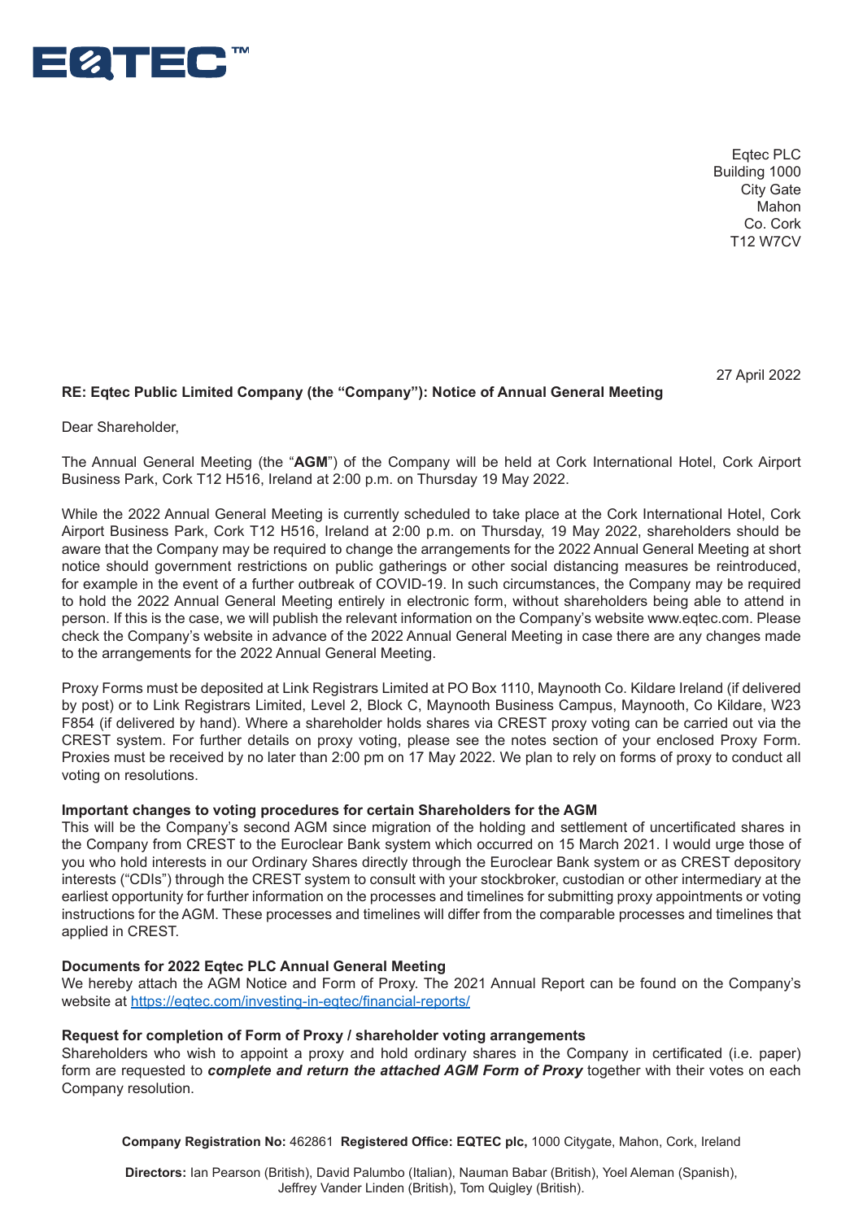EQTEC™

Eqtec PLC
Building 1000
City Gate
Mahon
Co. Cork
T12 W7CV

27 April 2022

**RE: Eqtec Public Limited Company (the "Company"): Notice of Annual General Meeting**

Dear Shareholder,

The Annual General Meeting (the "**AGM**") of the Company will be held at Cork International Hotel, Cork Airport Business Park, Cork T12 H516, Ireland at 2:00 p.m. on Thursday 19 May 2022.

While the 2022 Annual General Meeting is currently scheduled to take place at the Cork International Hotel, Cork Airport Business Park, Cork T12 H516, Ireland at 2:00 p.m. on Thursday, 19 May 2022, shareholders should be aware that the Company may be required to change the arrangements for the 2022 Annual General Meeting at short notice should government restrictions on public gatherings or other social distancing measures be reintroduced, for example in the event of a further outbreak of COVID-19. In such circumstances, the Company may be required to hold the 2022 Annual General Meeting entirely in electronic form, without shareholders being able to attend in person. If this is the case, we will publish the relevant information on the Company's website www.eqtec.com. Please check the Company's website in advance of the 2022 Annual General Meeting in case there are any changes made to the arrangements for the 2022 Annual General Meeting.

Proxy Forms must be deposited at Link Registrars Limited at PO Box 1110, Maynooth Co. Kildare Ireland (if delivered by post) or to Link Registrars Limited, Level 2, Block C, Maynooth Business Campus, Maynooth, Co Kildare, W23 F854 (if delivered by hand). Where a shareholder holds shares via CREST proxy voting can be carried out via the CREST system. For further details on proxy voting, please see the notes section of your enclosed Proxy Form. Proxies must be received by no later than 2:00 pm on 17 May 2022. We plan to rely on forms of proxy to conduct all voting on resolutions.

**Important changes to voting procedures for certain Shareholders for the AGM**
This will be the Company's second AGM since migration of the holding and settlement of uncertificated shares in the Company from CREST to the Euroclear Bank system which occurred on 15 March 2021. I would urge those of you who hold interests in our Ordinary Shares directly through the Euroclear Bank system or as CREST depository interests ("CDIs") through the CREST system to consult with your stockbroker, custodian or other intermediary at the earliest opportunity for further information on the processes and timelines for submitting proxy appointments or voting instructions for the AGM. These processes and timelines will differ from the comparable processes and timelines that applied in CREST.

**Documents for 2022 Eqtec PLC Annual General Meeting**
We hereby attach the AGM Notice and Form of Proxy. The 2021 Annual Report can be found on the Company's website at https://eqtec.com/investing-in-eqtec/financial-reports/

**Request for completion of Form of Proxy / shareholder voting arrangements**
Shareholders who wish to appoint a proxy and hold ordinary shares in the Company in certificated (i.e. paper) form are requested to ***complete and return the attached AGM Form of Proxy*** together with their votes on each Company resolution.

**Company Registration No:** 462861 **Registered Office: EQTEC plc,** 1000 Citygate, Mahon, Cork, Ireland

**Directors:** Ian Pearson (British), David Palumbo (Italian), Nauman Babar (British), Yoel Aleman (Spanish), Jeffrey Vander Linden (British), Tom Quigley (British).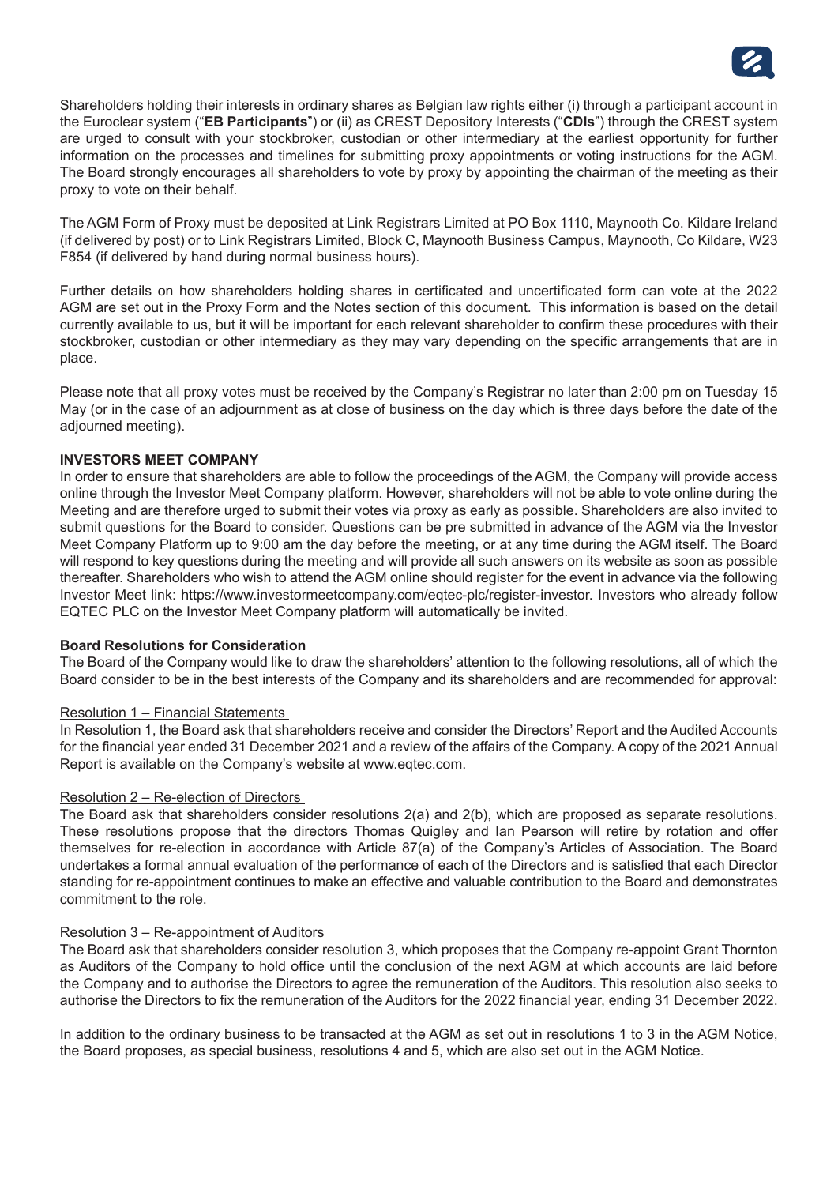Shareholders holding their interests in ordinary shares as Belgian law rights either (i) through a participant account in the Euroclear system ("**EB Participants**") or (ii) as CREST Depository Interests ("**CDIs**") through the CREST system are urged to consult with your stockbroker, custodian or other intermediary at the earliest opportunity for further information on the processes and timelines for submitting proxy appointments or voting instructions for the AGM. The Board strongly encourages all shareholders to vote by proxy by appointing the chairman of the meeting as their proxy to vote on their behalf.

The AGM Form of Proxy must be deposited at Link Registrars Limited at PO Box 1110, Maynooth Co. Kildare Ireland (if delivered by post) or to Link Registrars Limited, Block C, Maynooth Business Campus, Maynooth, Co Kildare, W23 F854 (if delivered by hand during normal business hours).

Further details on how shareholders holding shares in certificated and uncertificated form can vote at the 2022 AGM are set out in the Proxy Form and the Notes section of this document. This information is based on the detail currently available to us, but it will be important for each relevant shareholder to confirm these procedures with their stockbroker, custodian or other intermediary as they may vary depending on the specific arrangements that are in place.

Please note that all proxy votes must be received by the Company's Registrar no later than 2:00 pm on Tuesday 15 May (or in the case of an adjournment as at close of business on the day which is three days before the date of the adjourned meeting).

**INVESTORS MEET COMPANY**

In order to ensure that shareholders are able to follow the proceedings of the AGM, the Company will provide access online through the Investor Meet Company platform. However, shareholders will not be able to vote online during the Meeting and are therefore urged to submit their votes via proxy as early as possible. Shareholders are also invited to submit questions for the Board to consider. Questions can be pre submitted in advance of the AGM via the Investor Meet Company Platform up to 9:00 am the day before the meeting, or at any time during the AGM itself. The Board will respond to key questions during the meeting and will provide all such answers on its website as soon as possible thereafter. Shareholders who wish to attend the AGM online should register for the event in advance via the following Investor Meet link: https://www.investormeetcompany.com/eqtec-plc/register-investor. Investors who already follow EQTEC PLC on the Investor Meet Company platform will automatically be invited.

**Board Resolutions for Consideration**

The Board of the Company would like to draw the shareholders' attention to the following resolutions, all of which the Board consider to be in the best interests of the Company and its shareholders and are recommended for approval:

Resolution 1 – Financial Statements

In Resolution 1, the Board ask that shareholders receive and consider the Directors' Report and the Audited Accounts for the financial year ended 31 December 2021 and a review of the affairs of the Company. A copy of the 2021 Annual Report is available on the Company's website at www.eqtec.com.

Resolution 2 – Re-election of Directors

The Board ask that shareholders consider resolutions 2(a) and 2(b), which are proposed as separate resolutions. These resolutions propose that the directors Thomas Quigley and Ian Pearson will retire by rotation and offer themselves for re-election in accordance with Article 87(a) of the Company's Articles of Association. The Board undertakes a formal annual evaluation of the performance of each of the Directors and is satisfied that each Director standing for re-appointment continues to make an effective and valuable contribution to the Board and demonstrates commitment to the role.

Resolution 3 – Re-appointment of Auditors

The Board ask that shareholders consider resolution 3, which proposes that the Company re-appoint Grant Thornton as Auditors of the Company to hold office until the conclusion of the next AGM at which accounts are laid before the Company and to authorise the Directors to agree the remuneration of the Auditors. This resolution also seeks to authorise the Directors to fix the remuneration of the Auditors for the 2022 financial year, ending 31 December 2022.

In addition to the ordinary business to be transacted at the AGM as set out in resolutions 1 to 3 in the AGM Notice, the Board proposes, as special business, resolutions 4 and 5, which are also set out in the AGM Notice.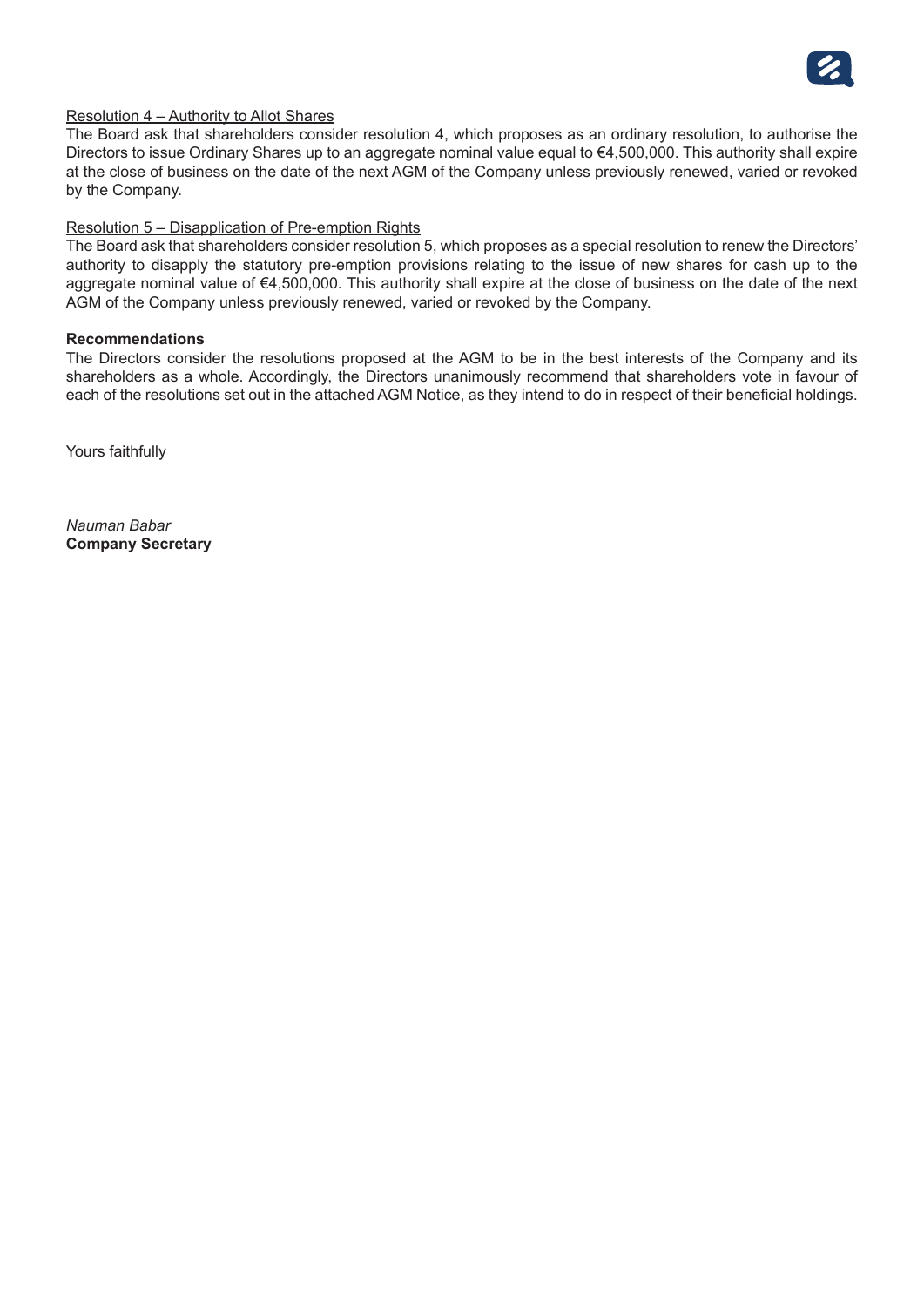Resolution 4 – Authority to Allot Shares

The Board ask that shareholders consider resolution 4, which proposes as an ordinary resolution, to authorise the Directors to issue Ordinary Shares up to an aggregate nominal value equal to €4,500,000. This authority shall expire at the close of business on the date of the next AGM of the Company unless previously renewed, varied or revoked by the Company.

Resolution 5 – Disapplication of Pre-emption Rights

The Board ask that shareholders consider resolution 5, which proposes as a special resolution to renew the Directors' authority to disapply the statutory pre-emption provisions relating to the issue of new shares for cash up to the aggregate nominal value of €4,500,000. This authority shall expire at the close of business on the date of the next AGM of the Company unless previously renewed, varied or revoked by the Company.

**Recommendations**

The Directors consider the resolutions proposed at the AGM to be in the best interests of the Company and its shareholders as a whole. Accordingly, the Directors unanimously recommend that shareholders vote in favour of each of the resolutions set out in the attached AGM Notice, as they intend to do in respect of their beneficial holdings.

Yours faithfully

*Nauman Babar*
**Company Secretary**